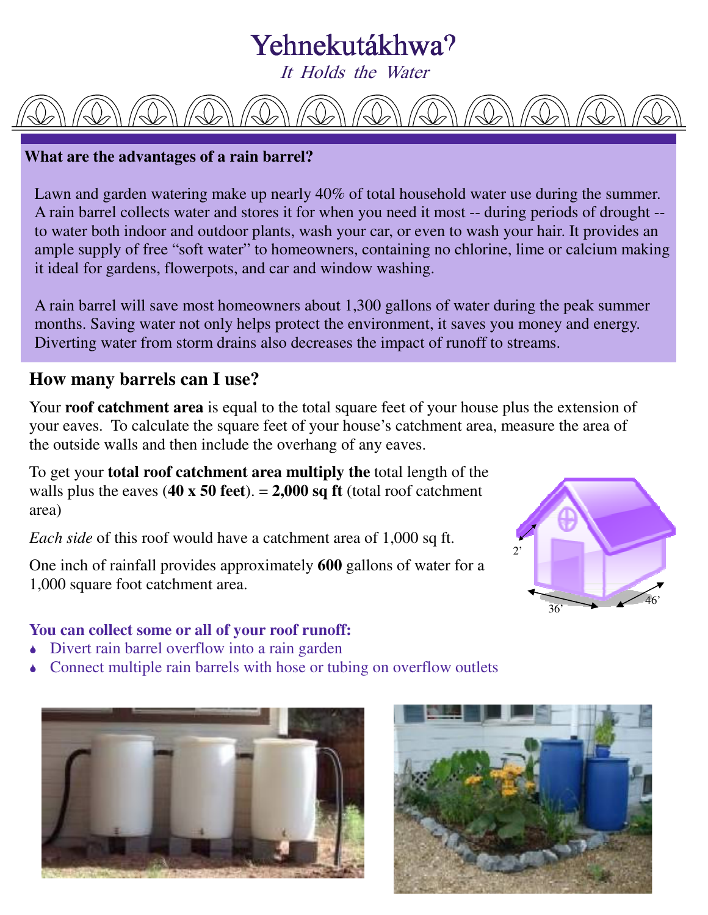# Yehnekutákhwaˀ

*It Holds the Water*

**What are the advantages of a rain barrel?**

Lawn and garden watering make up nearly 40% of total household water use during the summer. A rain barrel collects water and stores it for when you need it most -- during periods of drought -- to water both indoor and outdoor plants, wash your car, or even to wash your hair. It provides an ample supply of free "soft water" to homeowners, containing no chlorine, lime or calcium making it ideal for gardens, flowerpots, and car and window washing.

A rain barrel will save most homeowners about 1,300 gallons of water during the peak summer months. Saving water not only helps protect the environment, it saves you money and energy. Diverting water from storm drains also decreases the impact of runoff to streams.

## How many barrels can I use?

Your **roof catchment area** is equal to the total square feet of your house plus the extension of your eaves. To calculate the square feet of your house's catchment area, measure the area of the outside walls and then include the overhang of any eaves.

To get your **total roof catchment area multiply the** total length of the walls plus the eaves (**40 x 50 feet**). **= 2,000 sq ft** (total roof catchment area)

*Each side* of this roof would have a catchment area of 1,000 sq ft.

One inch of rainfall provides approximately **600** gallons of water for a 1,000 square foot catchment area.

2'

36'

46'

**You can collect some or all of your roof runoff:**

- Divert rain barrel overflow into a rain garden
- Connect multiple rain barrels with hose or tubing on overflow outlets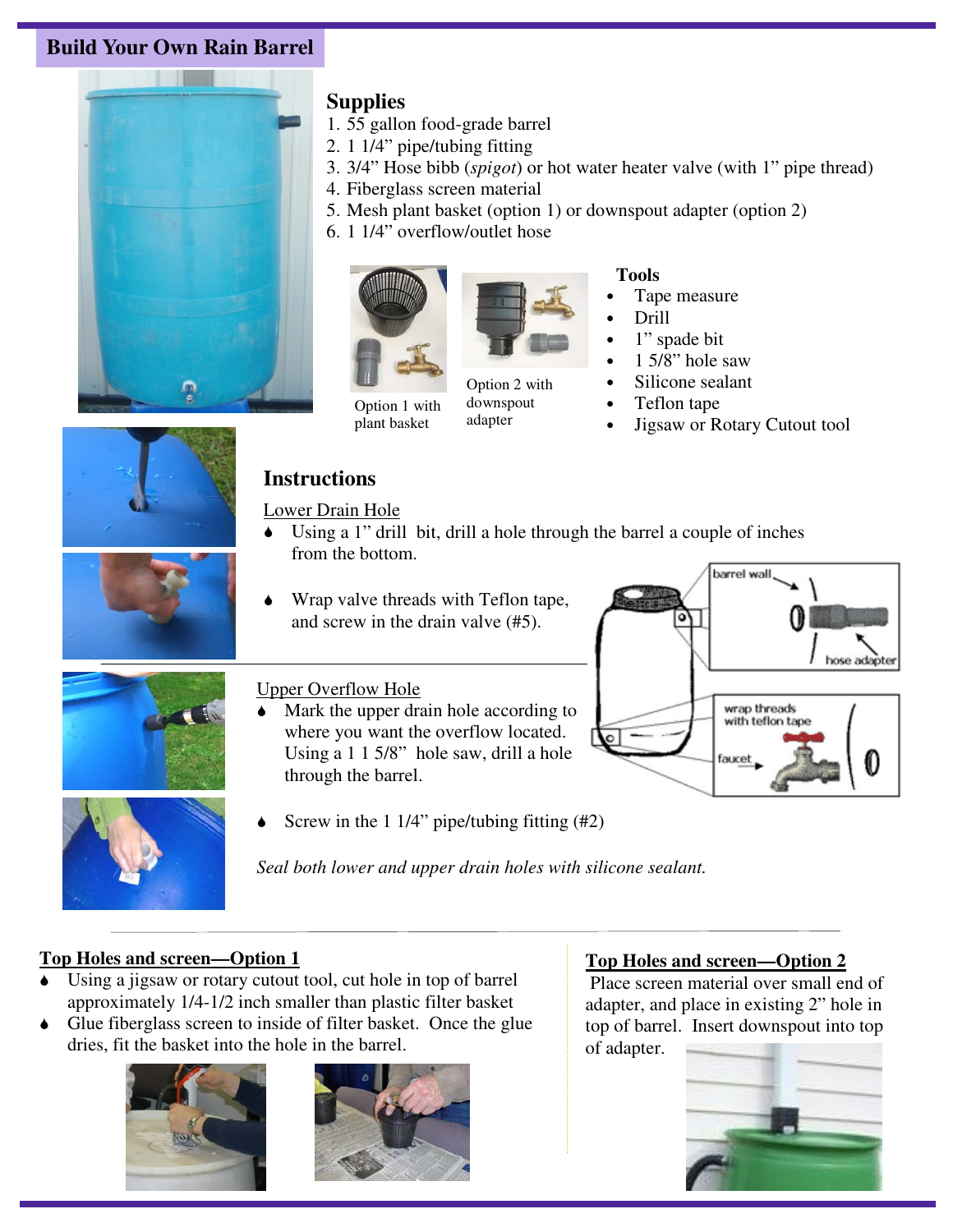## Build Your Own Rain Barrel

### Supplies

1. 55 gallon food-grade barrel
2. 1 1/4" pipe/tubing fitting
3. 3/4" Hose bibb (*spigot*) or hot water heater valve (with 1" pipe thread)
4. Fiberglass screen material
5. Mesh plant basket (option 1) or downspout adapter (option 2)
6. 1 1/4" overflow/outlet hose

Option 1 with plant basket

Option 2 with downspout adapter

### Tools

- Tape measure
- Drill
- 1" spade bit
- 1 5/8" hole saw
- Silicone sealant
- Teflon tape
- Jigsaw or Rotary Cutout tool

### Instructions

Lower Drain Hole

- Using a 1" drill bit, drill a hole through the barrel a couple of inches from the bottom.
- Wrap valve threads with Teflon tape, and screw in the drain valve (#5).

barrel wall

hose adapter

wrap threads with teflon tape

faucet

Upper Overflow Hole

- Mark the upper drain hole according to where you want the overflow located. Using a 1 1 5/8" hole saw, drill a hole through the barrel.
- Screw in the 1 1/4" pipe/tubing fitting (#2)

*Seal both lower and upper drain holes with silicone sealant.*

**Top Holes and screen—Option 1**

- Using a jigsaw or rotary cutout tool, cut hole in top of barrel approximately 1/4-1/2 inch smaller than plastic filter basket
- Glue fiberglass screen to inside of filter basket. Once the glue dries, fit the basket into the hole in the barrel.

**Top Holes and screen—Option 2**

Place screen material over small end of adapter, and place in existing 2" hole in top of barrel. Insert downspout into top of adapter.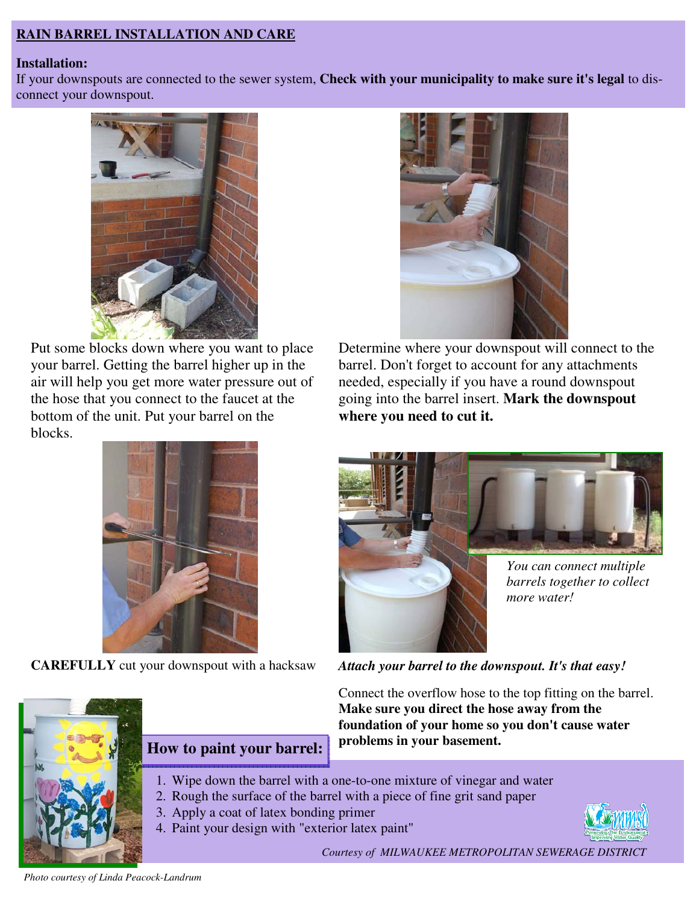## RAIN BARREL INSTALLATION AND CARE

**Installation:**

If your downspouts are connected to the sewer system, **Check with your municipality to make sure it's legal** to disconnect your downspout.

Put some blocks down where you want to place your barrel. Getting the barrel higher up in the air will help you get more water pressure out of the hose that you connect to the faucet at the bottom of the unit. Put your barrel on the blocks.

Determine where your downspout will connect to the barrel. Don't forget to account for any attachments needed, especially if you have a round downspout going into the barrel insert. **Mark the downspout where you need to cut it.**

**CAREFULLY** cut your downspout with a hacksaw

*You can connect multiple barrels together to collect more water!*

***Attach your barrel to the downspout. It's that easy!***

Connect the overflow hose to the top fitting on the barrel. **Make sure you direct the hose away from the foundation of your home so you don't cause water problems in your basement.**

### How to paint your barrel:

1. Wipe down the barrel with a one-to-one mixture of vinegar and water
2. Rough the surface of the barrel with a piece of fine grit sand paper
3. Apply a coat of latex bonding primer
4. Paint your design with "exterior latex paint"

*Courtesy of MILWAUKEE METROPOLITAN SEWERAGE DISTRICT*

*Photo courtesy of Linda Peacock-Landrum*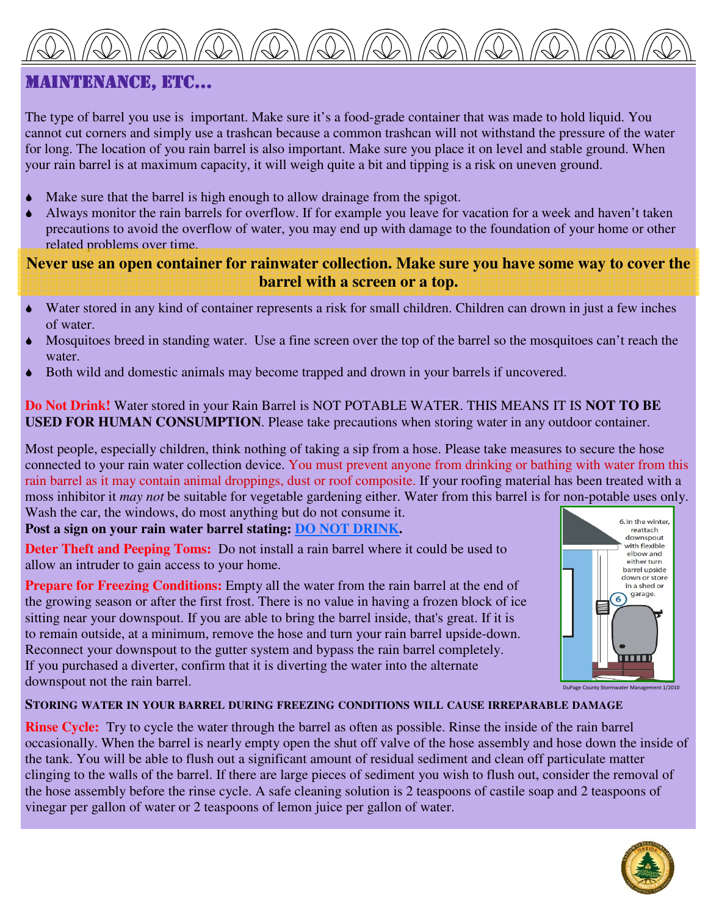# MAINTENANCE, ETC…

The type of barrel you use is important. Make sure it's a food-grade container that was made to hold liquid. You cannot cut corners and simply use a trashcan because a common trashcan will not withstand the pressure of the water for long. The location of you rain barrel is also important. Make sure you place it on level and stable ground. When your rain barrel is at maximum capacity, it will weigh quite a bit and tipping is a risk on uneven ground.

- Make sure that the barrel is high enough to allow drainage from the spigot.
- Always monitor the rain barrels for overflow. If for example you leave for vacation for a week and haven't taken precautions to avoid the overflow of water, you may end up with damage to the foundation of your home or other related problems over time.

**Never use an open container for rainwater collection. Make sure you have some way to cover the barrel with a screen or a top.**

- Water stored in any kind of container represents a risk for small children. Children can drown in just a few inches of water.
- Mosquitoes breed in standing water. Use a fine screen over the top of the barrel so the mosquitoes can't reach the water.
- Both wild and domestic animals may become trapped and drown in your barrels if uncovered.

**Do Not Drink!** Water stored in your Rain Barrel is NOT POTABLE WATER. THIS MEANS IT IS **NOT TO BE USED FOR HUMAN CONSUMPTION**. Please take precautions when storing water in any outdoor container.

Most people, especially children, think nothing of taking a sip from a hose. Please take measures to secure the hose connected to your rain water collection device. You must prevent anyone from drinking or bathing with water from this rain barrel as it may contain animal droppings, dust or roof composite. If your roofing material has been treated with a moss inhibitor it *may not* be suitable for vegetable gardening either. Water from this barrel is for non-potable uses only. Wash the car, the windows, do most anything but do not consume it.

**Post a sign on your rain water barrel stating: DO NOT DRINK.**

**Deter Theft and Peeping Toms:** Do not install a rain barrel where it could be used to allow an intruder to gain access to your home.

**Prepare for Freezing Conditions:** Empty all the water from the rain barrel at the end of the growing season or after the first frost. There is no value in having a frozen block of ice sitting near your downspout. If you are able to bring the barrel inside, that's great. If it is to remain outside, at a minimum, remove the hose and turn your rain barrel upside-down. Reconnect your downspout to the gutter system and bypass the rain barrel completely. If you purchased a diverter, confirm that it is diverting the water into the alternate downspout not the rain barrel.

6. In the winter, reattach downspout with flexible elbow and either turn barrel upside down or store in a shed or garage.

DuPage County Stormwater Management 1/2010

**STORING WATER IN YOUR BARREL DURING FREEZING CONDITIONS WILL CAUSE IRREPARABLE DAMAGE**

**Rinse Cycle:** Try to cycle the water through the barrel as often as possible. Rinse the inside of the rain barrel occasionally. When the barrel is nearly empty open the shut off valve of the hose assembly and hose down the inside of the tank. You will be able to flush out a significant amount of residual sediment and clean off particulate matter clinging to the walls of the barrel. If there are large pieces of sediment you wish to flush out, consider the removal of the hose assembly before the rinse cycle. A safe cleaning solution is 2 teaspoons of castile soap and 2 teaspoons of vinegar per gallon of water or 2 teaspoons of lemon juice per gallon of water.